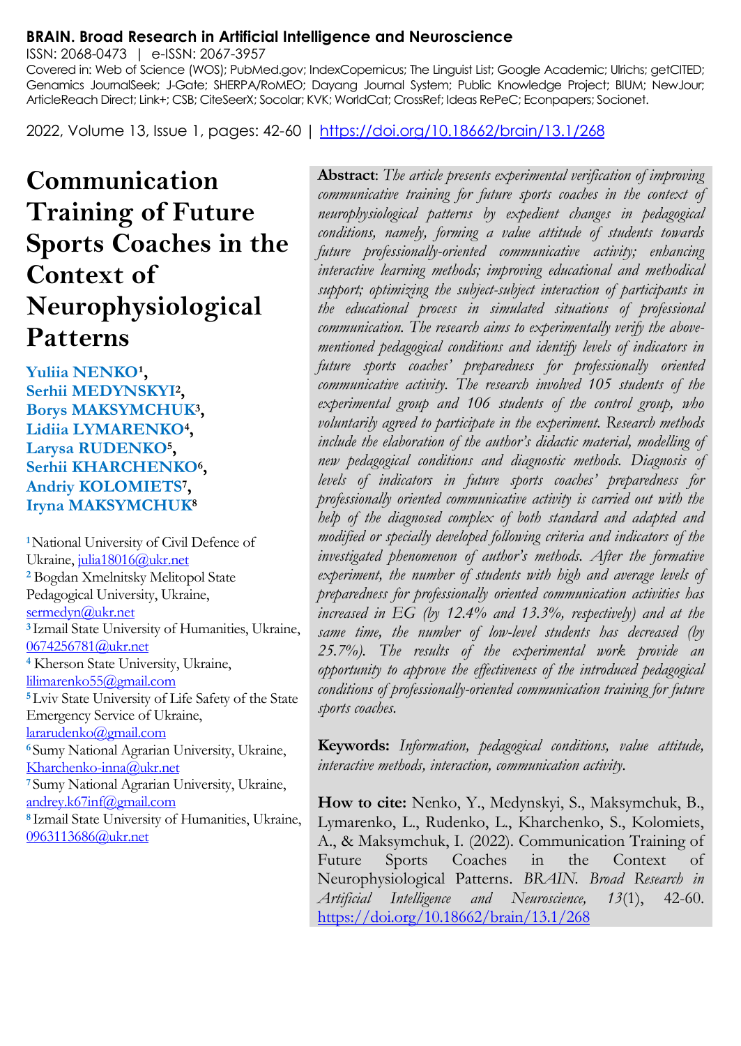**BRAIN. Broad Research in Artificial Intelligence and Neuroscience**
ISSN: 2068-0473 | e-ISSN: 2067-3957
Covered in: Web of Science (WOS); PubMed.gov; IndexCopernicus; The Linguist List; Google Academic; Ulrichs; getCITED; Genamics JournalSeek; J-Gate; SHERPA/RoMEO; Dayang Journal System; Public Knowledge Project; BIUM; NewJour; ArticleReach Direct; Link+; CSB; CiteSeerX; Socolar; KVK; WorldCat; CrossRef; Ideas RePeC; Econpapers; Socionet.

2022, Volume 13, Issue 1, pages: 42-60 | https://doi.org/10.18662/brain/13.1/268

# Communication Training of Future Sports Coaches in the Context of Neurophysiological Patterns

**Yuliia NENKO**[1], **Serhii MEDYNSKYI**[2], **Borys MAKSYMCHUK**[3], **Lidiia LYMARENKO**[4], **Larysa RUDENKO**[5], **Serhii KHARCHENKO**[6], **Andriy KOLOMIETS**[7], **Iryna MAKSYMCHUK**[8]

[1] National University of Civil Defence of Ukraine, julia18016@ukr.net
[2] Bogdan Xmelnitsky Melitopol State Pedagogical University, Ukraine, sermedyn@ukr.net
[3] Izmail State University of Humanities, Ukraine, 0674256781@ukr.net
[4] Kherson State University, Ukraine, lilimarenko55@gmail.com
[5] Lviv State University of Life Safety of the State Emergency Service of Ukraine, lararudenko@gmail.com
[6] Sumy National Agrarian University, Ukraine, Kharchenko-inna@ukr.net
[7] Sumy National Agrarian University, Ukraine, andrey.k67inf@gmail.com
[8] Izmail State University of Humanities, Ukraine, 0963113686@ukr.net

**Abstract**: *The article presents experimental verification of improving communicative training for future sports coaches in the context of neurophysiological patterns by expedient changes in pedagogical conditions, namely, forming a value attitude of students towards future professionally-oriented communicative activity; enhancing interactive learning methods; improving educational and methodical support; optimizing the subject-subject interaction of participants in the educational process in simulated situations of professional communication. The research aims to experimentally verify the above-mentioned pedagogical conditions and identify levels of indicators in future sports coaches' preparedness for professionally oriented communicative activity. The research involved 105 students of the experimental group and 106 students of the control group, who voluntarily agreed to participate in the experiment. Research methods include the elaboration of the author's didactic material, modelling of new pedagogical conditions and diagnostic methods. Diagnosis of levels of indicators in future sports coaches' preparedness for professionally oriented communicative activity is carried out with the help of the diagnosed complex of both standard and adapted and modified or specially developed following criteria and indicators of the investigated phenomenon of author's methods. After the formative experiment, the number of students with high and average levels of preparedness for professionally oriented communication activities has increased in EG (by 12.4% and 13.3%, respectively) and at the same time, the number of low-level students has decreased (by 25.7%). The results of the experimental work provide an opportunity to approve the effectiveness of the introduced pedagogical conditions of professionally-oriented communication training for future sports coaches.*

**Keywords:** *Information, pedagogical conditions, value attitude, interactive methods, interaction, communication activity.*

**How to cite:** Nenko, Y., Medynskyi, S., Maksymchuk, B., Lymarenko, L., Rudenko, L., Kharchenko, S., Kolomiets, A., & Maksymchuk, I. (2022). Communication Training of Future Sports Coaches in the Context of Neurophysiological Patterns. *BRAIN. Broad Research in Artificial Intelligence and Neuroscience, 13*(1), 42-60. https://doi.org/10.18662/brain/13.1/268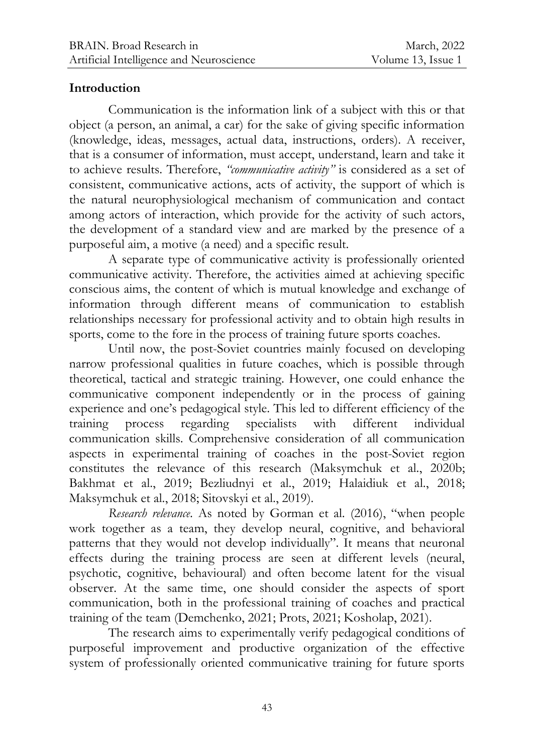## Introduction

Communication is the information link of a subject with this or that object (a person, an animal, a car) for the sake of giving specific information (knowledge, ideas, messages, actual data, instructions, orders). A receiver, that is a consumer of information, must accept, understand, learn and take it to achieve results. Therefore, *"communicative activity"* is considered as a set of consistent, communicative actions, acts of activity, the support of which is the natural neurophysiological mechanism of communication and contact among actors of interaction, which provide for the activity of such actors, the development of a standard view and are marked by the presence of a purposeful aim, a motive (a need) and a specific result.

A separate type of communicative activity is professionally oriented communicative activity. Therefore, the activities aimed at achieving specific conscious aims, the content of which is mutual knowledge and exchange of information through different means of communication to establish relationships necessary for professional activity and to obtain high results in sports, come to the fore in the process of training future sports coaches.

Until now, the post-Soviet countries mainly focused on developing narrow professional qualities in future coaches, which is possible through theoretical, tactical and strategic training. However, one could enhance the communicative component independently or in the process of gaining experience and one's pedagogical style. This led to different efficiency of the training process regarding specialists with different individual communication skills. Comprehensive consideration of all communication aspects in experimental training of coaches in the post-Soviet region constitutes the relevance of this research (Maksymchuk et al., 2020b; Bakhmat et al., 2019; Bezliudnyi et al., 2019; Halaidiuk et al., 2018; Maksymchuk et al., 2018; Sitovskyi et al., 2019).

*Research relevance*. As noted by Gorman et al. (2016), "when people work together as a team, they develop neural, cognitive, and behavioral patterns that they would not develop individually". It means that neuronal effects during the training process are seen at different levels (neural, psychotic, cognitive, behavioural) and often become latent for the visual observer. At the same time, one should consider the aspects of sport communication, both in the professional training of coaches and practical training of the team (Demchenko, 2021; Prots, 2021; Kosholap, 2021).

The research aims to experimentally verify pedagogical conditions of purposeful improvement and productive organization of the effective system of professionally oriented communicative training for future sports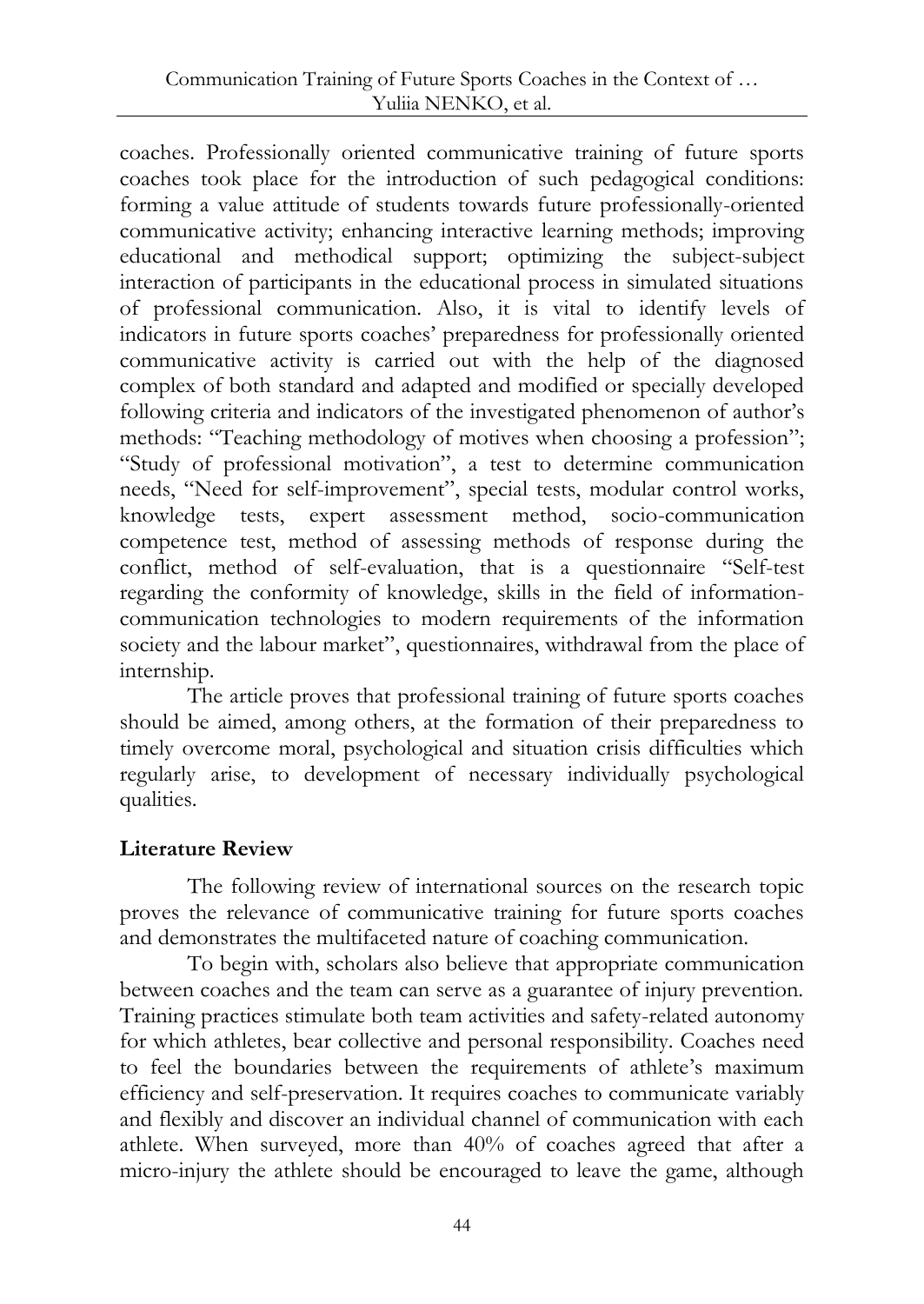coaches. Professionally oriented communicative training of future sports coaches took place for the introduction of such pedagogical conditions: forming a value attitude of students towards future professionally-oriented communicative activity; enhancing interactive learning methods; improving educational and methodical support; optimizing the subject-subject interaction of participants in the educational process in simulated situations of professional communication. Also, it is vital to identify levels of indicators in future sports coaches' preparedness for professionally oriented communicative activity is carried out with the help of the diagnosed complex of both standard and adapted and modified or specially developed following criteria and indicators of the investigated phenomenon of author's methods: "Teaching methodology of motives when choosing a profession"; "Study of professional motivation", a test to determine communication needs, "Need for self-improvement", special tests, modular control works, knowledge tests, expert assessment method, socio-communication competence test, method of assessing methods of response during the conflict, method of self-evaluation, that is a questionnaire "Self-test regarding the conformity of knowledge, skills in the field of information-communication technologies to modern requirements of the information society and the labour market", questionnaires, withdrawal from the place of internship.

The article proves that professional training of future sports coaches should be aimed, among others, at the formation of their preparedness to timely overcome moral, psychological and situation crisis difficulties which regularly arise, to development of necessary individually psychological qualities.

## Literature Review

The following review of international sources on the research topic proves the relevance of communicative training for future sports coaches and demonstrates the multifaceted nature of coaching communication.

To begin with, scholars also believe that appropriate communication between coaches and the team can serve as a guarantee of injury prevention. Training practices stimulate both team activities and safety-related autonomy for which athletes, bear collective and personal responsibility. Coaches need to feel the boundaries between the requirements of athlete's maximum efficiency and self-preservation. It requires coaches to communicate variably and flexibly and discover an individual channel of communication with each athlete. When surveyed, more than 40% of coaches agreed that after a micro-injury the athlete should be encouraged to leave the game, although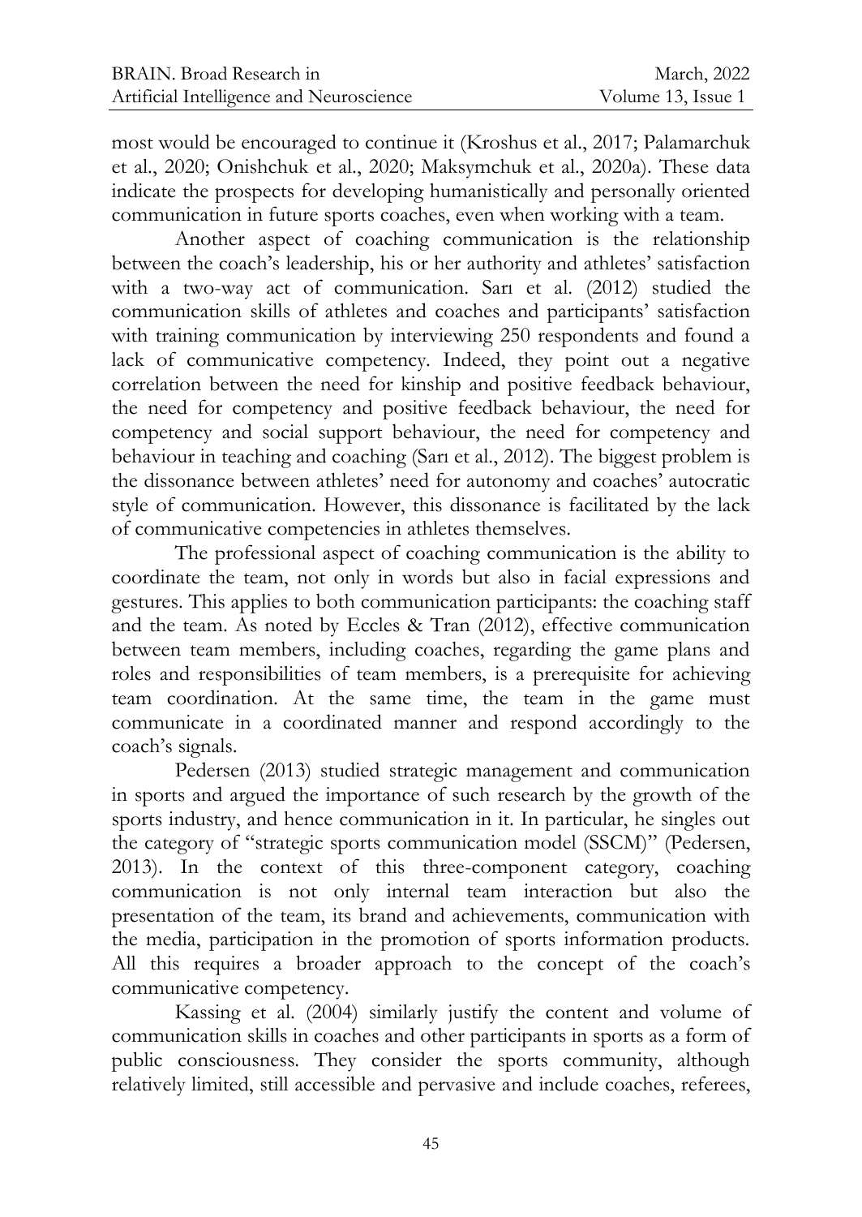most would be encouraged to continue it (Kroshus et al., 2017; Palamarchuk et al., 2020; Onishchuk et al., 2020; Maksymchuk et al., 2020a). These data indicate the prospects for developing humanistically and personally oriented communication in future sports coaches, even when working with a team.

Another aspect of coaching communication is the relationship between the coach's leadership, his or her authority and athletes' satisfaction with a two-way act of communication. Sarı et al. (2012) studied the communication skills of athletes and coaches and participants' satisfaction with training communication by interviewing 250 respondents and found a lack of communicative competency. Indeed, they point out a negative correlation between the need for kinship and positive feedback behaviour, the need for competency and positive feedback behaviour, the need for competency and social support behaviour, the need for competency and behaviour in teaching and coaching (Sarı et al., 2012). The biggest problem is the dissonance between athletes' need for autonomy and coaches' autocratic style of communication. However, this dissonance is facilitated by the lack of communicative competencies in athletes themselves.

The professional aspect of coaching communication is the ability to coordinate the team, not only in words but also in facial expressions and gestures. This applies to both communication participants: the coaching staff and the team. As noted by Eccles & Tran (2012), effective communication between team members, including coaches, regarding the game plans and roles and responsibilities of team members, is a prerequisite for achieving team coordination. At the same time, the team in the game must communicate in a coordinated manner and respond accordingly to the coach's signals.

Pedersen (2013) studied strategic management and communication in sports and argued the importance of such research by the growth of the sports industry, and hence communication in it. In particular, he singles out the category of "strategic sports communication model (SSCM)" (Pedersen, 2013). In the context of this three-component category, coaching communication is not only internal team interaction but also the presentation of the team, its brand and achievements, communication with the media, participation in the promotion of sports information products. All this requires a broader approach to the concept of the coach's communicative competency.

Kassing et al. (2004) similarly justify the content and volume of communication skills in coaches and other participants in sports as a form of public consciousness. They consider the sports community, although relatively limited, still accessible and pervasive and include coaches, referees,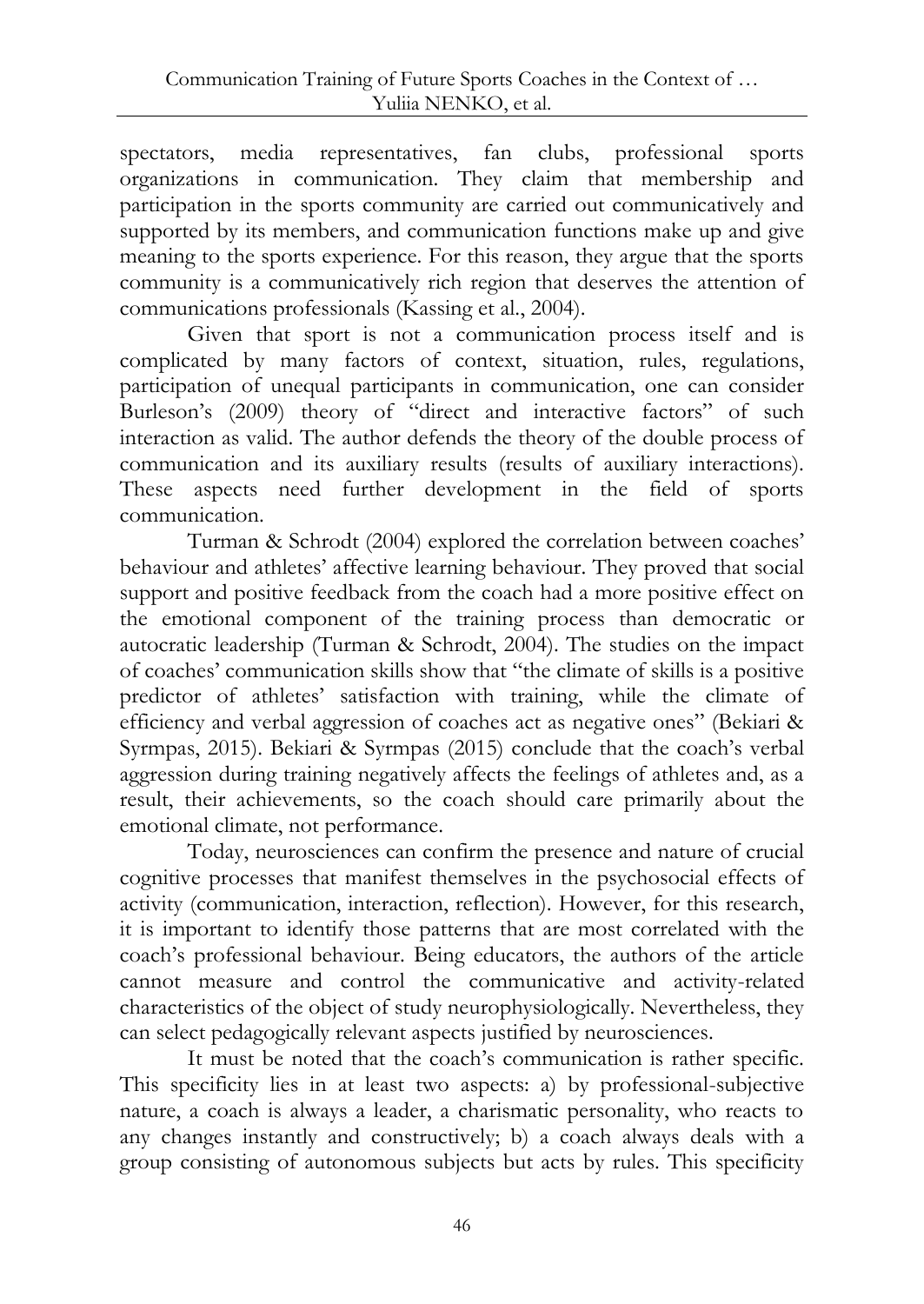spectators, media representatives, fan clubs, professional sports organizations in communication. They claim that membership and participation in the sports community are carried out communicatively and supported by its members, and communication functions make up and give meaning to the sports experience. For this reason, they argue that the sports community is a communicatively rich region that deserves the attention of communications professionals (Kassing et al., 2004).

Given that sport is not a communication process itself and is complicated by many factors of context, situation, rules, regulations, participation of unequal participants in communication, one can consider Burleson's (2009) theory of "direct and interactive factors" of such interaction as valid. The author defends the theory of the double process of communication and its auxiliary results (results of auxiliary interactions). These aspects need further development in the field of sports communication.

Turman & Schrodt (2004) explored the correlation between coaches' behaviour and athletes' affective learning behaviour. They proved that social support and positive feedback from the coach had a more positive effect on the emotional component of the training process than democratic or autocratic leadership (Turman & Schrodt, 2004). The studies on the impact of coaches' communication skills show that "the climate of skills is a positive predictor of athletes' satisfaction with training, while the climate of efficiency and verbal aggression of coaches act as negative ones" (Bekiari & Syrmpas, 2015). Bekiari & Syrmpas (2015) conclude that the coach's verbal aggression during training negatively affects the feelings of athletes and, as a result, their achievements, so the coach should care primarily about the emotional climate, not performance.

Today, neurosciences can confirm the presence and nature of crucial cognitive processes that manifest themselves in the psychosocial effects of activity (communication, interaction, reflection). However, for this research, it is important to identify those patterns that are most correlated with the coach's professional behaviour. Being educators, the authors of the article cannot measure and control the communicative and activity-related characteristics of the object of study neurophysiologically. Nevertheless, they can select pedagogically relevant aspects justified by neurosciences.

It must be noted that the coach's communication is rather specific. This specificity lies in at least two aspects: a) by professional-subjective nature, a coach is always a leader, a charismatic personality, who reacts to any changes instantly and constructively; b) a coach always deals with a group consisting of autonomous subjects but acts by rules. This specificity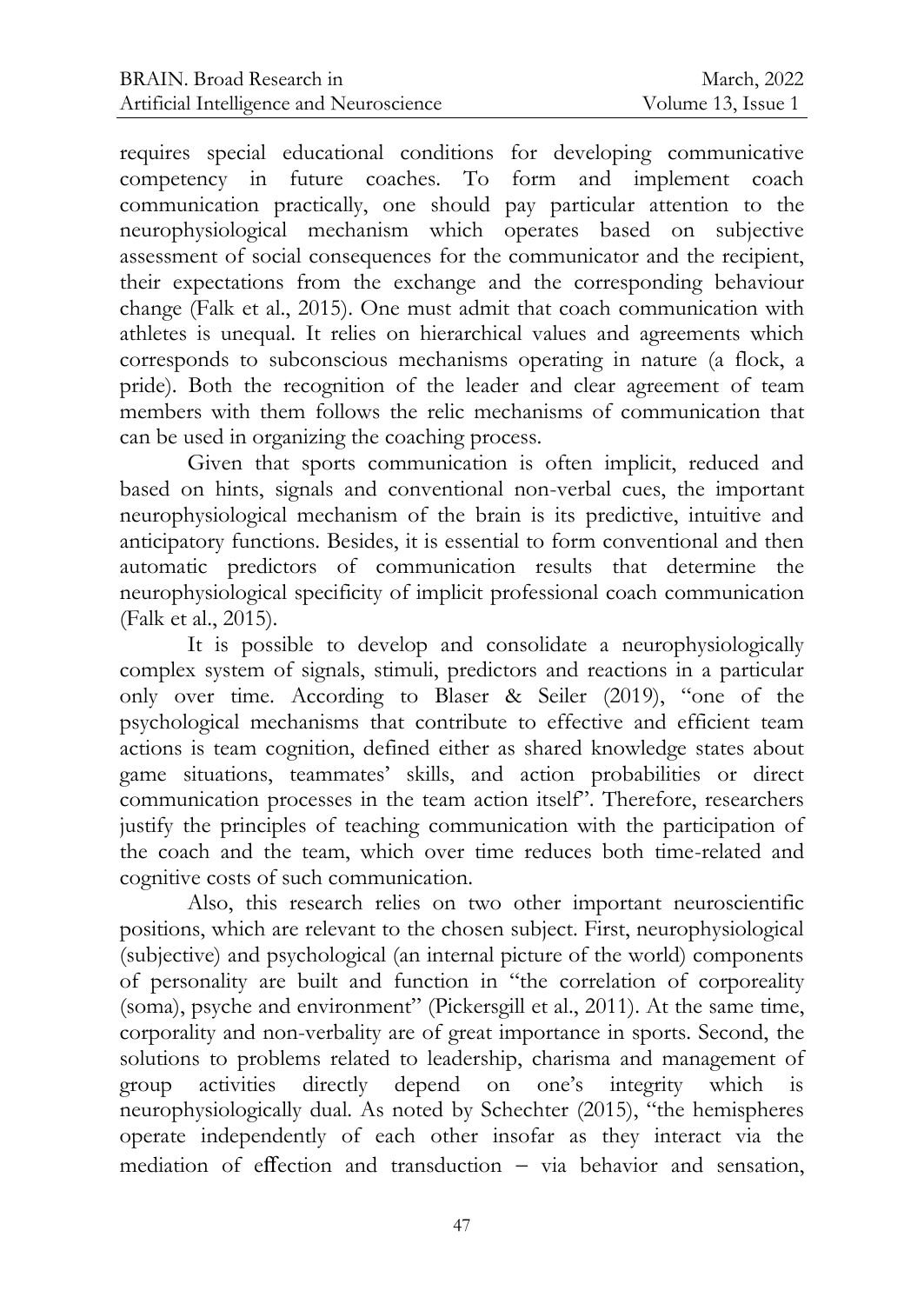requires special educational conditions for developing communicative competency in future coaches. To form and implement coach communication practically, one should pay particular attention to the neurophysiological mechanism which operates based on subjective assessment of social consequences for the communicator and the recipient, their expectations from the exchange and the corresponding behaviour change (Falk et al., 2015). One must admit that coach communication with athletes is unequal. It relies on hierarchical values and agreements which corresponds to subconscious mechanisms operating in nature (a flock, a pride). Both the recognition of the leader and clear agreement of team members with them follows the relic mechanisms of communication that can be used in organizing the coaching process.

Given that sports communication is often implicit, reduced and based on hints, signals and conventional non-verbal cues, the important neurophysiological mechanism of the brain is its predictive, intuitive and anticipatory functions. Besides, it is essential to form conventional and then automatic predictors of communication results that determine the neurophysiological specificity of implicit professional coach communication (Falk et al., 2015).

It is possible to develop and consolidate a neurophysiologically complex system of signals, stimuli, predictors and reactions in a particular only over time. According to Blaser & Seiler (2019), "one of the psychological mechanisms that contribute to effective and efficient team actions is team cognition, defined either as shared knowledge states about game situations, teammates' skills, and action probabilities or direct communication processes in the team action itself". Therefore, researchers justify the principles of teaching communication with the participation of the coach and the team, which over time reduces both time-related and cognitive costs of such communication.

Also, this research relies on two other important neuroscientific positions, which are relevant to the chosen subject. First, neurophysiological (subjective) and psychological (an internal picture of the world) components of personality are built and function in "the correlation of corporeality (soma), psyche and environment" (Pickersgill et al., 2011). At the same time, corporality and non-verbality are of great importance in sports. Second, the solutions to problems related to leadership, charisma and management of group activities directly depend on one's integrity which is neurophysiologically dual. As noted by Schechter (2015), "the hemispheres operate independently of each other insofar as they interact via the mediation of effection and transduction – via behavior and sensation,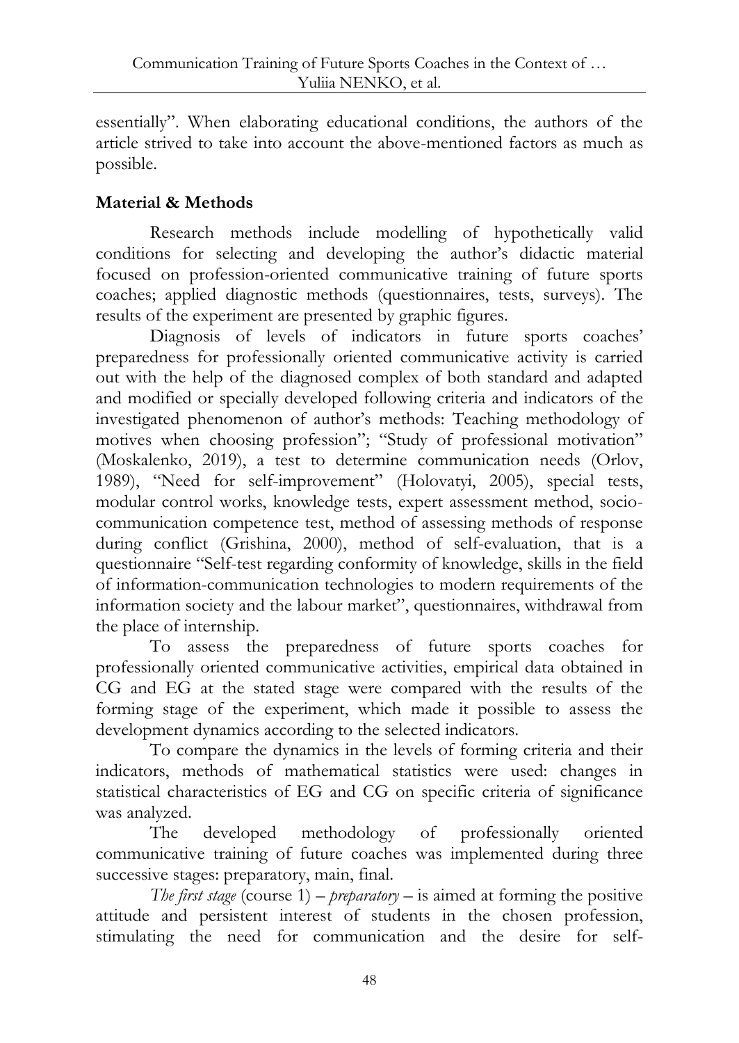essentially". When elaborating educational conditions, the authors of the article strived to take into account the above-mentioned factors as much as possible.

## Material & Methods

Research methods include modelling of hypothetically valid conditions for selecting and developing the author's didactic material focused on profession-oriented communicative training of future sports coaches; applied diagnostic methods (questionnaires, tests, surveys). The results of the experiment are presented by graphic figures.

Diagnosis of levels of indicators in future sports coaches' preparedness for professionally oriented communicative activity is carried out with the help of the diagnosed complex of both standard and adapted and modified or specially developed following criteria and indicators of the investigated phenomenon of author's methods: Teaching methodology of motives when choosing profession"; "Study of professional motivation" (Moskalenko, 2019), a test to determine communication needs (Orlov, 1989), "Need for self-improvement" (Holovatyi, 2005), special tests, modular control works, knowledge tests, expert assessment method, socio-communication competence test, method of assessing methods of response during conflict (Grishina, 2000), method of self-evaluation, that is a questionnaire "Self-test regarding conformity of knowledge, skills in the field of information-communication technologies to modern requirements of the information society and the labour market", questionnaires, withdrawal from the place of internship.

To assess the preparedness of future sports coaches for professionally oriented communicative activities, empirical data obtained in CG and EG at the stated stage were compared with the results of the forming stage of the experiment, which made it possible to assess the development dynamics according to the selected indicators.

To compare the dynamics in the levels of forming criteria and their indicators, methods of mathematical statistics were used: changes in statistical characteristics of EG and CG on specific criteria of significance was analyzed.

The developed methodology of professionally oriented communicative training of future coaches was implemented during three successive stages: preparatory, main, final.

*The first stage* (course 1) – *preparatory* – is aimed at forming the positive attitude and persistent interest of students in the chosen profession, stimulating the need for communication and the desire for self-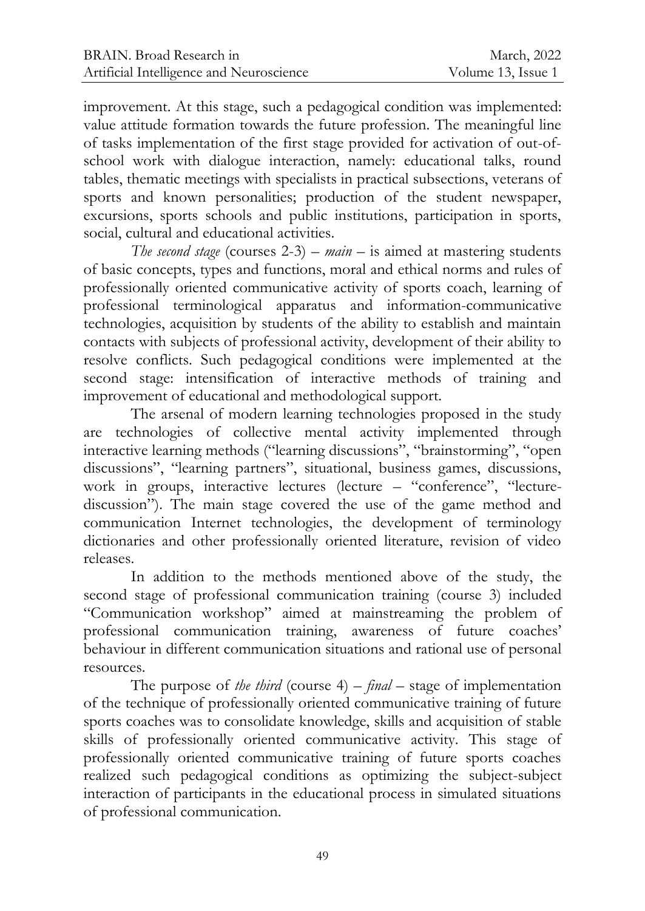improvement. At this stage, such a pedagogical condition was implemented: value attitude formation towards the future profession. The meaningful line of tasks implementation of the first stage provided for activation of out-of-school work with dialogue interaction, namely: educational talks, round tables, thematic meetings with specialists in practical subsections, veterans of sports and known personalities; production of the student newspaper, excursions, sports schools and public institutions, participation in sports, social, cultural and educational activities.

*The second stage* (courses 2-3) – *main* – is aimed at mastering students of basic concepts, types and functions, moral and ethical norms and rules of professionally oriented communicative activity of sports coach, learning of professional terminological apparatus and information-communicative technologies, acquisition by students of the ability to establish and maintain contacts with subjects of professional activity, development of their ability to resolve conflicts. Such pedagogical conditions were implemented at the second stage: intensification of interactive methods of training and improvement of educational and methodological support.

The arsenal of modern learning technologies proposed in the study are technologies of collective mental activity implemented through interactive learning methods ("learning discussions", "brainstorming", "open discussions", "learning partners", situational, business games, discussions, work in groups, interactive lectures (lecture – "conference", "lecture-discussion"). The main stage covered the use of the game method and communication Internet technologies, the development of terminology dictionaries and other professionally oriented literature, revision of video releases.

In addition to the methods mentioned above of the study, the second stage of professional communication training (course 3) included "Communication workshop" aimed at mainstreaming the problem of professional communication training, awareness of future coaches' behaviour in different communication situations and rational use of personal resources.

The purpose of *the third* (course 4) – *final* – stage of implementation of the technique of professionally oriented communicative training of future sports coaches was to consolidate knowledge, skills and acquisition of stable skills of professionally oriented communicative activity. This stage of professionally oriented communicative training of future sports coaches realized such pedagogical conditions as optimizing the subject-subject interaction of participants in the educational process in simulated situations of professional communication.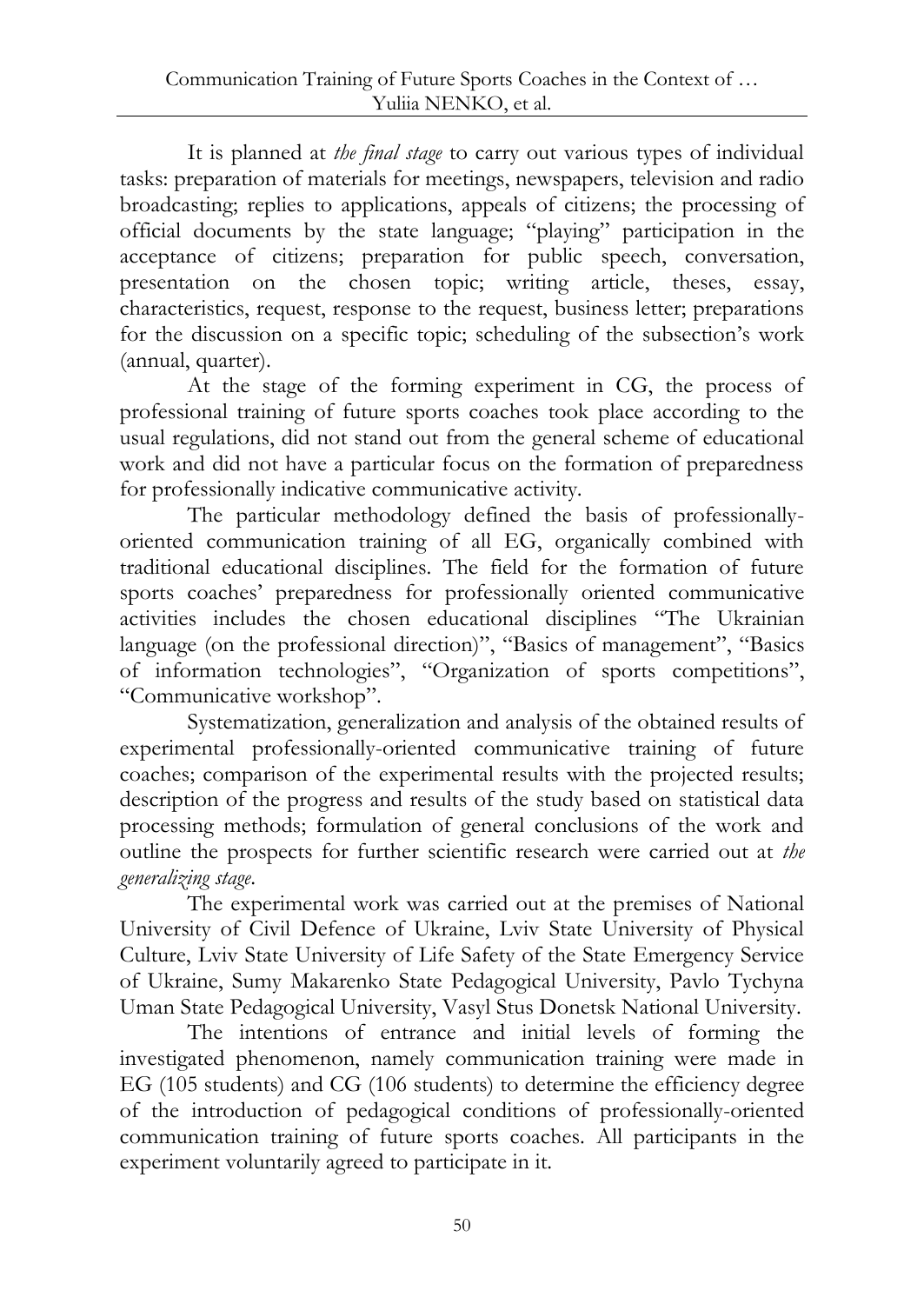It is planned at *the final stage* to carry out various types of individual tasks: preparation of materials for meetings, newspapers, television and radio broadcasting; replies to applications, appeals of citizens; the processing of official documents by the state language; "playing" participation in the acceptance of citizens; preparation for public speech, conversation, presentation on the chosen topic; writing article, theses, essay, characteristics, request, response to the request, business letter; preparations for the discussion on a specific topic; scheduling of the subsection's work (annual, quarter).

At the stage of the forming experiment in CG, the process of professional training of future sports coaches took place according to the usual regulations, did not stand out from the general scheme of educational work and did not have a particular focus on the formation of preparedness for professionally indicative communicative activity.

The particular methodology defined the basis of professionally-oriented communication training of all EG, organically combined with traditional educational disciplines. The field for the formation of future sports coaches' preparedness for professionally oriented communicative activities includes the chosen educational disciplines "The Ukrainian language (on the professional direction)", "Basics of management", "Basics of information technologies", "Organization of sports competitions", "Communicative workshop".

Systematization, generalization and analysis of the obtained results of experimental professionally-oriented communicative training of future coaches; comparison of the experimental results with the projected results; description of the progress and results of the study based on statistical data processing methods; formulation of general conclusions of the work and outline the prospects for further scientific research were carried out at *the generalizing stage*.

The experimental work was carried out at the premises of National University of Civil Defence of Ukraine, Lviv State University of Physical Culture, Lviv State University of Life Safety of the State Emergency Service of Ukraine, Sumy Makarenko State Pedagogical University, Pavlo Tychyna Uman State Pedagogical University, Vasyl Stus Donetsk National University.

The intentions of entrance and initial levels of forming the investigated phenomenon, namely communication training were made in EG (105 students) and CG (106 students) to determine the efficiency degree of the introduction of pedagogical conditions of professionally-oriented communication training of future sports coaches. All participants in the experiment voluntarily agreed to participate in it.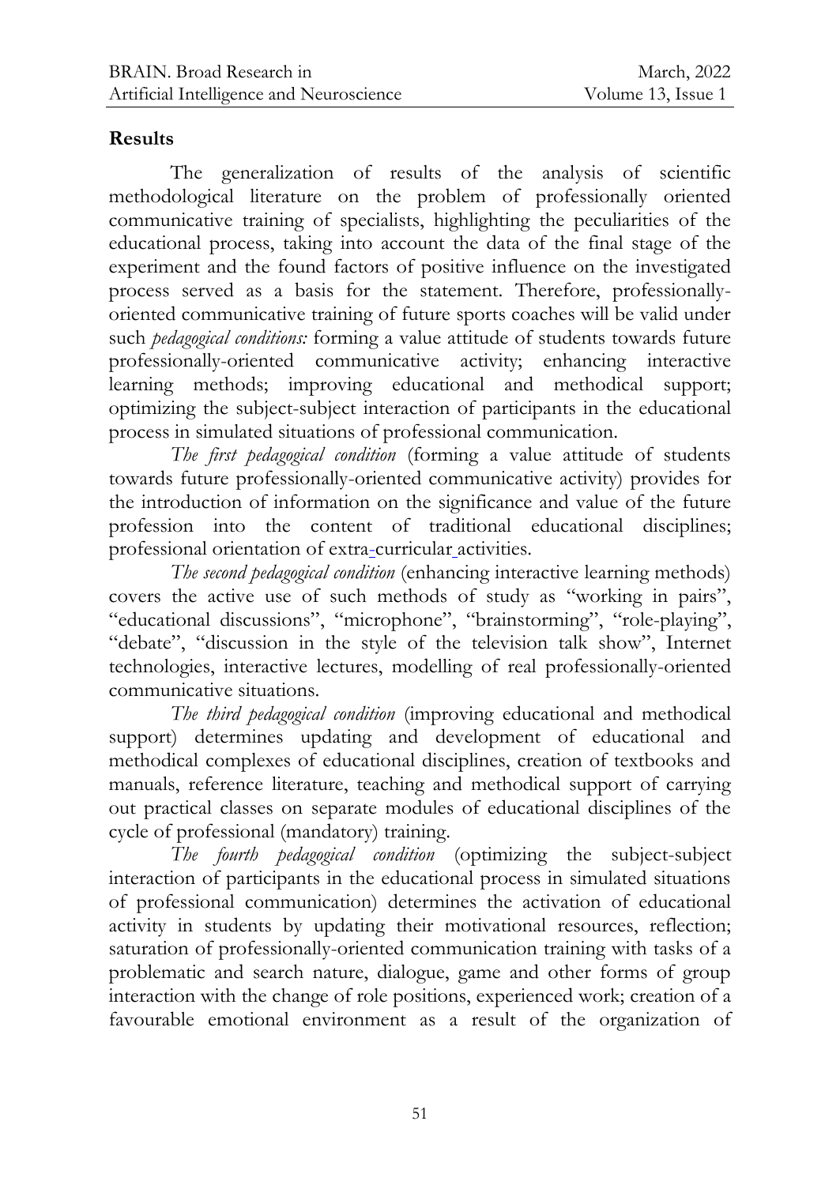## Results

The generalization of results of the analysis of scientific methodological literature on the problem of professionally oriented communicative training of specialists, highlighting the peculiarities of the educational process, taking into account the data of the final stage of the experiment and the found factors of positive influence on the investigated process served as a basis for the statement. Therefore, professionally-oriented communicative training of future sports coaches will be valid under such *pedagogical conditions:* forming a value attitude of students towards future professionally-oriented communicative activity; enhancing interactive learning methods; improving educational and methodical support; optimizing the subject-subject interaction of participants in the educational process in simulated situations of professional communication.

*The first pedagogical condition* (forming a value attitude of students towards future professionally-oriented communicative activity) provides for the introduction of information on the significance and value of the future profession into the content of traditional educational disciplines; professional orientation of extra-curricular activities.

*The second pedagogical condition* (enhancing interactive learning methods) covers the active use of such methods of study as "working in pairs", "educational discussions", "microphone", "brainstorming", "role-playing", "debate", "discussion in the style of the television talk show", Internet technologies, interactive lectures, modelling of real professionally-oriented communicative situations.

*The third pedagogical condition* (improving educational and methodical support) determines updating and development of educational and methodical complexes of educational disciplines, creation of textbooks and manuals, reference literature, teaching and methodical support of carrying out practical classes on separate modules of educational disciplines of the cycle of professional (mandatory) training.

*The fourth pedagogical condition* (optimizing the subject-subject interaction of participants in the educational process in simulated situations of professional communication) determines the activation of educational activity in students by updating their motivational resources, reflection; saturation of professionally-oriented communication training with tasks of a problematic and search nature, dialogue, game and other forms of group interaction with the change of role positions, experienced work; creation of a favourable emotional environment as a result of the organization of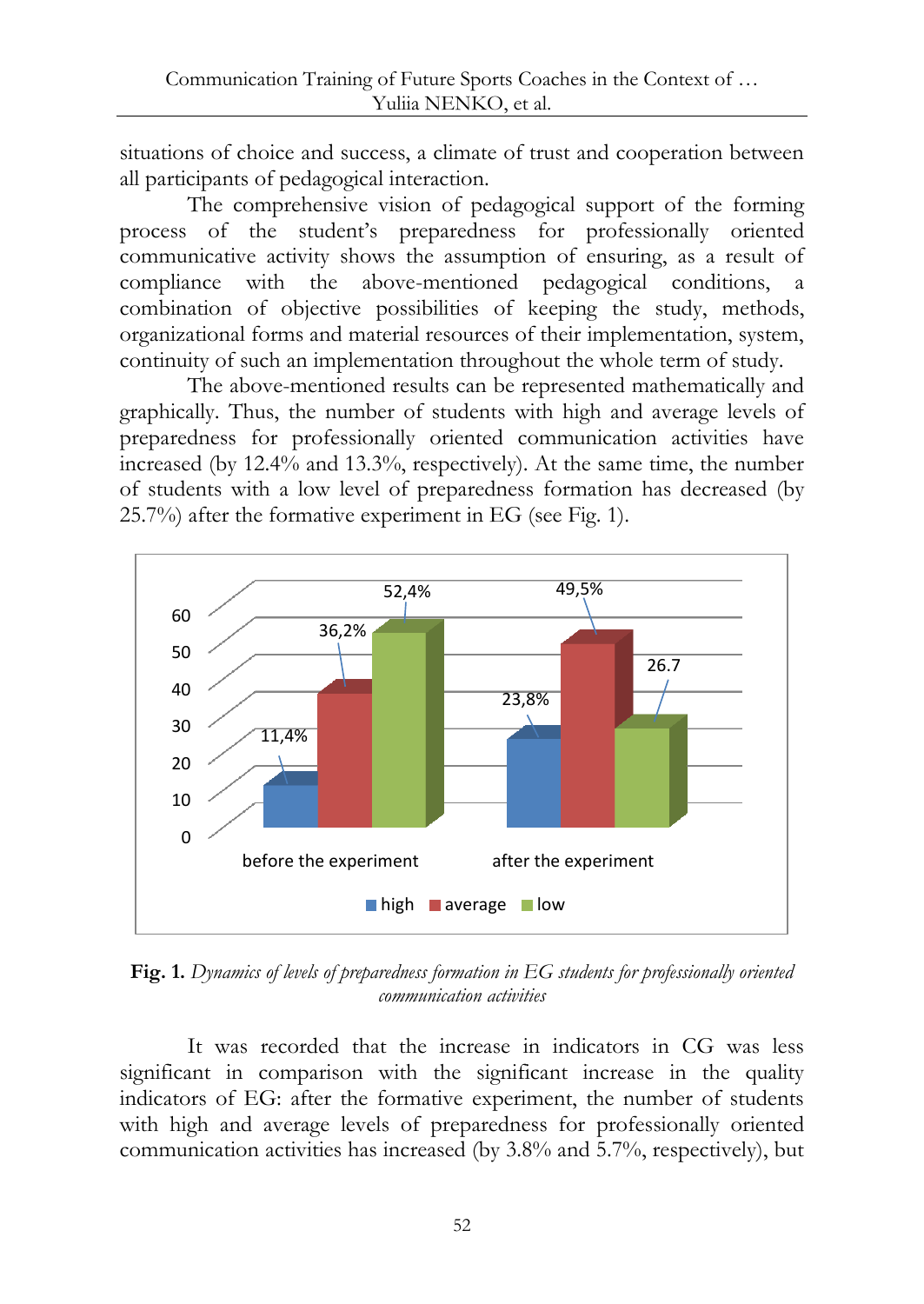situations of choice and success, a climate of trust and cooperation between all participants of pedagogical interaction.

The comprehensive vision of pedagogical support of the forming process of the student's preparedness for professionally oriented communicative activity shows the assumption of ensuring, as a result of compliance with the above-mentioned pedagogical conditions, a combination of objective possibilities of keeping the study, methods, organizational forms and material resources of their implementation, system, continuity of such an implementation throughout the whole term of study.

The above-mentioned results can be represented mathematically and graphically. Thus, the number of students with high and average levels of preparedness for professionally oriented communication activities have increased (by 12.4% and 13.3%, respectively). At the same time, the number of students with a low level of preparedness formation has decreased (by 25.7%) after the formative experiment in EG (see Fig. 1).

| | high | average | low |
|---|---|---|---|
| before the experiment | 11,4% | 36,2% | 52,4% |
| after the experiment | 23,8% | 49,5% | 26.7 |

**Fig. 1.** *Dynamics of levels of preparedness formation in EG students for professionally oriented communication activities*

It was recorded that the increase in indicators in CG was less significant in comparison with the significant increase in the quality indicators of EG: after the formative experiment, the number of students with high and average levels of preparedness for professionally oriented communication activities has increased (by 3.8% and 5.7%, respectively), but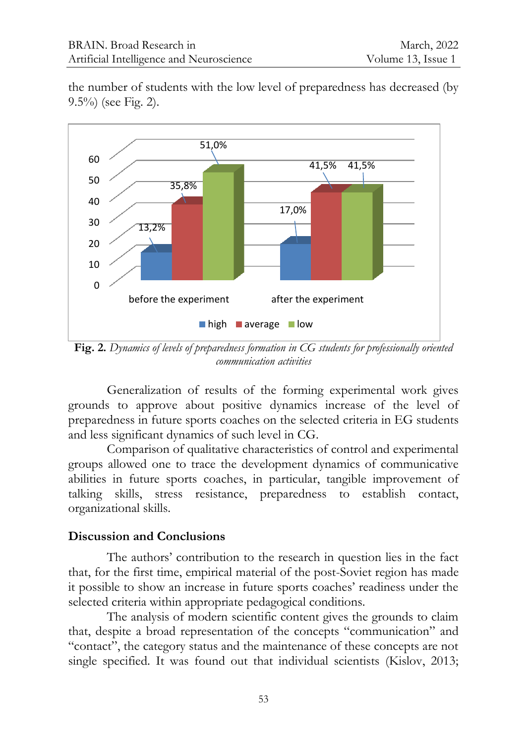the number of students with the low level of preparedness has decreased (by 9.5%) (see Fig. 2).

**Fig. 2.** *Dynamics of levels of preparedness formation in CG students for professionally oriented communication activities*

Generalization of results of the forming experimental work gives grounds to approve about positive dynamics increase of the level of preparedness in future sports coaches on the selected criteria in EG students and less significant dynamics of such level in CG.

Comparison of qualitative characteristics of control and experimental groups allowed one to trace the development dynamics of communicative abilities in future sports coaches, in particular, tangible improvement of talking skills, stress resistance, preparedness to establish contact, organizational skills.

## Discussion and Conclusions

The authors' contribution to the research in question lies in the fact that, for the first time, empirical material of the post-Soviet region has made it possible to show an increase in future sports coaches' readiness under the selected criteria within appropriate pedagogical conditions.

The analysis of modern scientific content gives the grounds to claim that, despite a broad representation of the concepts "communication" and "contact", the category status and the maintenance of these concepts are not single specified. It was found out that individual scientists (Kislov, 2013;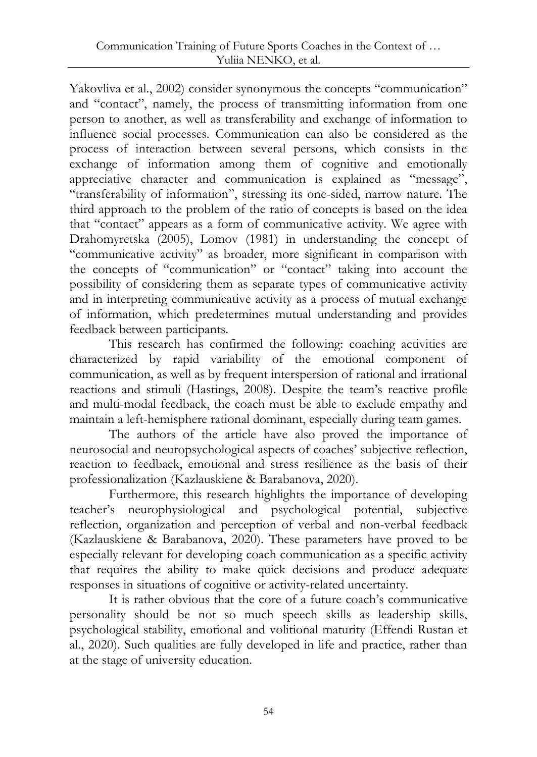Yakovliva et al., 2002) consider synonymous the concepts "communication" and "contact", namely, the process of transmitting information from one person to another, as well as transferability and exchange of information to influence social processes. Communication can also be considered as the process of interaction between several persons, which consists in the exchange of information among them of cognitive and emotionally appreciative character and communication is explained as "message", "transferability of information", stressing its one-sided, narrow nature. The third approach to the problem of the ratio of concepts is based on the idea that "contact" appears as a form of communicative activity. We agree with Drahomyretska (2005), Lomov (1981) in understanding the concept of "communicative activity" as broader, more significant in comparison with the concepts of "communication" or "contact" taking into account the possibility of considering them as separate types of communicative activity and in interpreting communicative activity as a process of mutual exchange of information, which predetermines mutual understanding and provides feedback between participants.

This research has confirmed the following: coaching activities are characterized by rapid variability of the emotional component of communication, as well as by frequent interspersion of rational and irrational reactions and stimuli (Hastings, 2008). Despite the team's reactive profile and multi-modal feedback, the coach must be able to exclude empathy and maintain a left-hemisphere rational dominant, especially during team games.

The authors of the article have also proved the importance of neurosocial and neuropsychological aspects of coaches' subjective reflection, reaction to feedback, emotional and stress resilience as the basis of their professionalization (Kazlauskiene & Barabanova, 2020).

Furthermore, this research highlights the importance of developing teacher's neurophysiological and psychological potential, subjective reflection, organization and perception of verbal and non-verbal feedback (Kazlauskiene & Barabanova, 2020). These parameters have proved to be especially relevant for developing coach communication as a specific activity that requires the ability to make quick decisions and produce adequate responses in situations of cognitive or activity-related uncertainty.

It is rather obvious that the core of a future coach's communicative personality should be not so much speech skills as leadership skills, psychological stability, emotional and volitional maturity (Effendi Rustan et al., 2020). Such qualities are fully developed in life and practice, rather than at the stage of university education.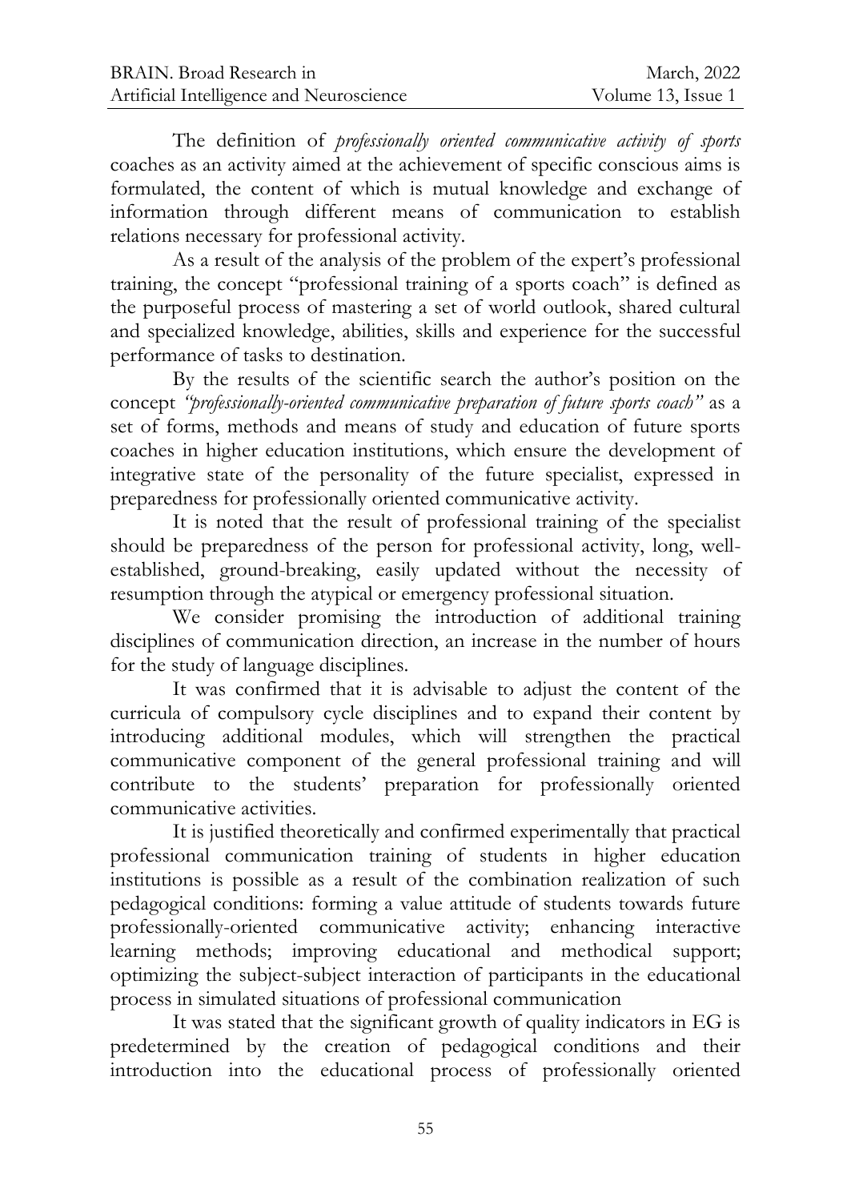The definition of *professionally oriented communicative activity of sports* coaches as an activity aimed at the achievement of specific conscious aims is formulated, the content of which is mutual knowledge and exchange of information through different means of communication to establish relations necessary for professional activity.

As a result of the analysis of the problem of the expert's professional training, the concept "professional training of a sports coach" is defined as the purposeful process of mastering a set of world outlook, shared cultural and specialized knowledge, abilities, skills and experience for the successful performance of tasks to destination.

By the results of the scientific search the author's position on the concept *"professionally-oriented communicative preparation of future sports coach"* as a set of forms, methods and means of study and education of future sports coaches in higher education institutions, which ensure the development of integrative state of the personality of the future specialist, expressed in preparedness for professionally oriented communicative activity.

It is noted that the result of professional training of the specialist should be preparedness of the person for professional activity, long, well-established, ground-breaking, easily updated without the necessity of resumption through the atypical or emergency professional situation.

We consider promising the introduction of additional training disciplines of communication direction, an increase in the number of hours for the study of language disciplines.

It was confirmed that it is advisable to adjust the content of the curricula of compulsory cycle disciplines and to expand their content by introducing additional modules, which will strengthen the practical communicative component of the general professional training and will contribute to the students' preparation for professionally oriented communicative activities.

It is justified theoretically and confirmed experimentally that practical professional communication training of students in higher education institutions is possible as a result of the combination realization of such pedagogical conditions: forming a value attitude of students towards future professionally-oriented communicative activity; enhancing interactive learning methods; improving educational and methodical support; optimizing the subject-subject interaction of participants in the educational process in simulated situations of professional communication

It was stated that the significant growth of quality indicators in EG is predetermined by the creation of pedagogical conditions and their introduction into the educational process of professionally oriented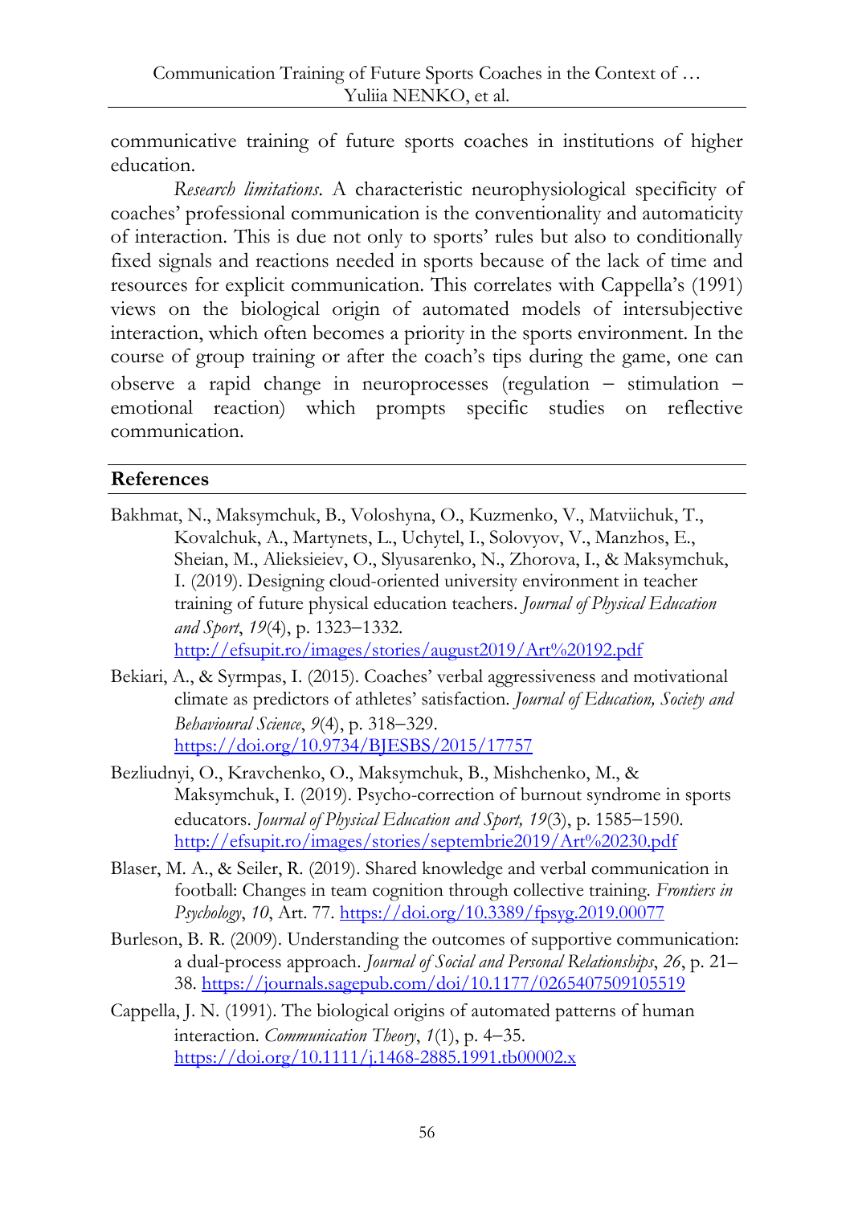communicative training of future sports coaches in institutions of higher education.

*Research limitations*. A characteristic neurophysiological specificity of coaches' professional communication is the conventionality and automaticity of interaction. This is due not only to sports' rules but also to conditionally fixed signals and reactions needed in sports because of the lack of time and resources for explicit communication. This correlates with Cappella's (1991) views on the biological origin of automated models of intersubjective interaction, which often becomes a priority in the sports environment. In the course of group training or after the coach's tips during the game, one can observe a rapid change in neuroprocesses (regulation – stimulation – emotional reaction) which prompts specific studies on reflective communication.

## References

Bakhmat, N., Maksymchuk, B., Voloshyna, O., Kuzmenko, V., Matviichuk, T., Kovalchuk, A., Martynets, L., Uchytel, I., Solovyov, V., Manzhos, E., Sheian, M., Alieksieiev, O., Slyusarenko, N., Zhorova, I., & Maksymchuk, I. (2019). Designing cloud-oriented university environment in teacher training of future physical education teachers. *Journal of Physical Education and Sport*, *19*(4), p. 1323–1332. http://efsupit.ro/images/stories/august2019/Art%20192.pdf

Bekiari, A., & Syrmpas, I. (2015). Coaches' verbal aggressiveness and motivational climate as predictors of athletes' satisfaction. *Journal of Education, Society and Behavioural Science*, *9*(4), p. 318–329. https://doi.org/10.9734/BJESBS/2015/17757

Bezliudnyi, O., Kravchenko, O., Maksymchuk, B., Mishchenko, M., & Maksymchuk, I. (2019). Psycho-correction of burnout syndrome in sports educators. *Journal of Physical Education and Sport, 19*(3), p. 1585–1590. http://efsupit.ro/images/stories/septembrie2019/Art%20230.pdf

Blaser, M. A., & Seiler, R. (2019). Shared knowledge and verbal communication in football: Changes in team cognition through collective training. *Frontiers in Psychology*, *10*, Art. 77. https://doi.org/10.3389/fpsyg.2019.00077

Burleson, B. R. (2009). Understanding the outcomes of supportive communication: a dual-process approach. *Journal of Social and Personal Relationships*, *26*, p. 21–38. https://journals.sagepub.com/doi/10.1177/0265407509105519

Cappella, J. N. (1991). The biological origins of automated patterns of human interaction. *Communication Theory*, *1*(1), p. 4–35. https://doi.org/10.1111/j.1468-2885.1991.tb00002.x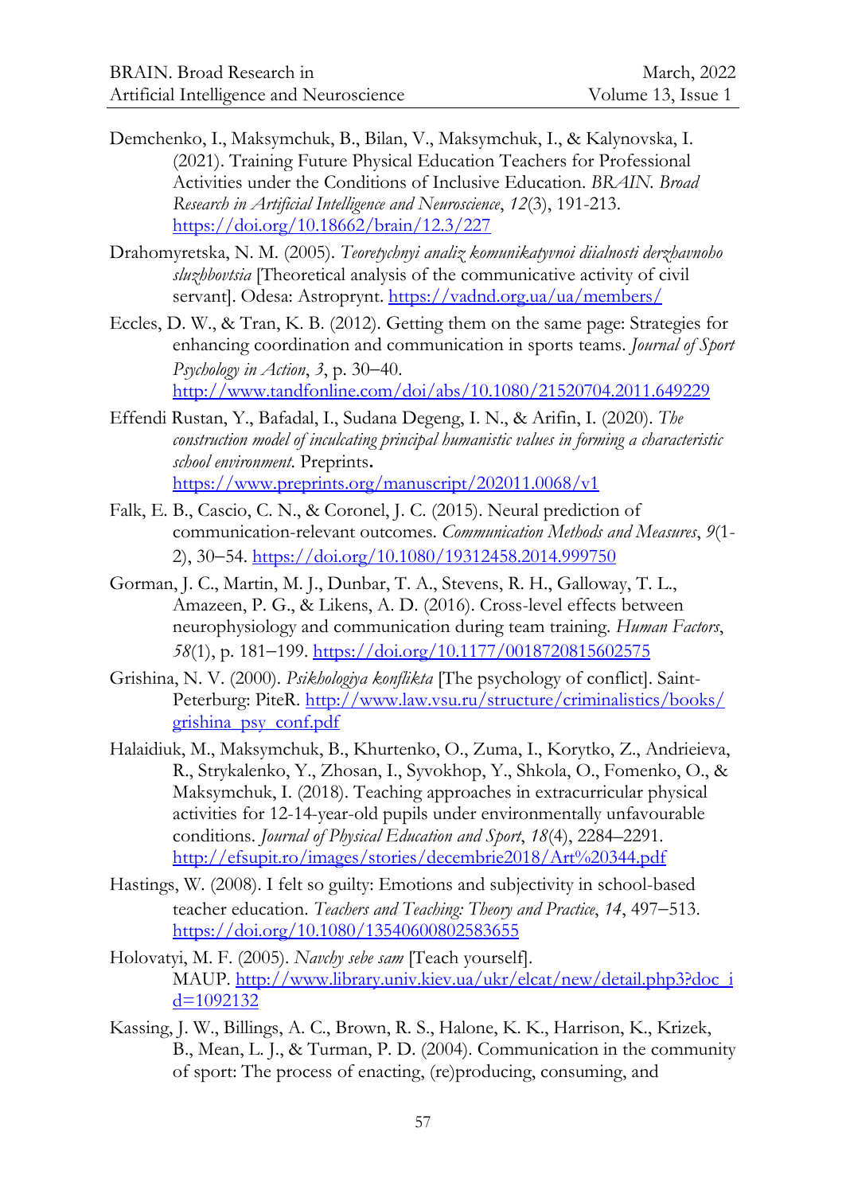Demchenko, I., Maksymchuk, B., Bilan, V., Maksymchuk, I., & Kalynovska, I. (2021). Training Future Physical Education Teachers for Professional Activities under the Conditions of Inclusive Education. *BRAIN. Broad Research in Artificial Intelligence and Neuroscience*, *12*(3), 191-213. https://doi.org/10.18662/brain/12.3/227

Drahomyretska, N. M. (2005). *Teoretychnyi analiz komunikatyvnoi diialnosti derzhavnoho sluzhbovtsia* [Theoretical analysis of the communicative activity of civil servant]. Odesa: Astroprynt. https://vadnd.org.ua/ua/members/

Eccles, D. W., & Tran, K. B. (2012). Getting them on the same page: Strategies for enhancing coordination and communication in sports teams. *Journal of Sport Psychology in Action*, *3*, p. 30–40. http://www.tandfonline.com/doi/abs/10.1080/21520704.2011.649229

Effendi Rustan, Y., Bafadal, I., Sudana Degeng, I. N., & Arifin, I. (2020). *The construction model of inculcating principal humanistic values in forming a characteristic school environment.* Preprints. https://www.preprints.org/manuscript/202011.0068/v1

Falk, E. B., Cascio, C. N., & Coronel, J. C. (2015). Neural prediction of communication-relevant outcomes. *Communication Methods and Measures*, *9*(1-2), 30–54. https://doi.org/10.1080/19312458.2014.999750

Gorman, J. C., Martin, M. J., Dunbar, T. A., Stevens, R. H., Galloway, T. L., Amazeen, P. G., & Likens, A. D. (2016). Cross-level effects between neurophysiology and communication during team training. *Human Factors*, *58*(1), p. 181–199. https://doi.org/10.1177/0018720815602575

Grishina, N. V. (2000). *Psikhologiya konflikta* [The psychology of conflict]. Saint-Peterburg: PiteR. http://www.law.vsu.ru/structure/criminalistics/books/grishina_psy_conf.pdf

Halaidiuk, M., Maksymchuk, B., Khurtenko, O., Zuma, I., Korytko, Z., Andrieieva, R., Strykalenko, Y., Zhosan, I., Syvokhop, Y., Shkola, O., Fomenko, O., & Maksymchuk, I. (2018). Teaching approaches in extracurricular physical activities for 12-14-year-old pupils under environmentally unfavourable conditions. *Journal of Physical Education and Sport*, *18*(4), 2284–2291. http://efsupit.ro/images/stories/decembrie2018/Art%20344.pdf

Hastings, W. (2008). I felt so guilty: Emotions and subjectivity in school-based teacher education. *Teachers and Teaching: Theory and Practice*, *14*, 497–513. https://doi.org/10.1080/13540600802583655

Holovatyi, M. F. (2005). *Navchy sebe sam* [Teach yourself]. MAUP. http://www.library.univ.kiev.ua/ukr/elcat/new/detail.php3?doc_id=1092132

Kassing, J. W., Billings, A. C., Brown, R. S., Halone, K. K., Harrison, K., Krizek, B., Mean, L. J., & Turman, P. D. (2004). Communication in the community of sport: The process of enacting, (re)producing, consuming, and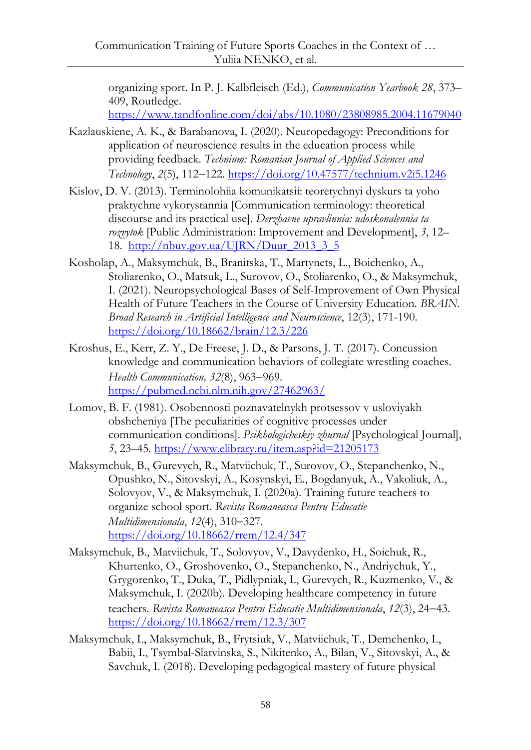organizing sport. In P. J. Kalbfleisch (Ed.), *Communication Yearbook 28*, 373–409, Routledge. https://www.tandfonline.com/doi/abs/10.1080/23808985.2004.11679040

Kazlauskiene, A. K., & Barabanova, I. (2020). Neuropedagogy: Preconditions for application of neuroscience results in the education process while providing feedback. *Technium: Romanian Journal of Applied Sciences and Technology*, *2*(5), 112–122. https://doi.org/10.47577/technium.v2i5.1246

Kislov, D. V. (2013). Terminolohiia komunikatsii: teoretychnyi dyskurs ta yoho praktychne vykorystannia [Communication terminology: theoretical discourse and its practical use]. *Derzhavne upravlinnia: udoskonalennia ta rozvytok* [Public Administration: Improvement and Development], *3*, 12–18. http://nbuv.gov.ua/UJRN/Duur_2013_3_5

Kosholap, A., Maksymchuk, B., Branitska, T., Martynets, L., Boichenko, A., Stoliarenko, O., Matsuk, L., Surovov, O., Stoliarenko, O., & Maksymchuk, I. (2021). Neuropsychological Bases of Self-Improvement of Own Physical Health of Future Teachers in the Course of University Education. *BRAIN. Broad Research in Artificial Intelligence and Neuroscience*, 12(3), 171-190. https://doi.org/10.18662/brain/12.3/226

Kroshus, E., Kerr, Z. Y., De Freese, J. D., & Parsons, J. T. (2017). Concussion knowledge and communication behaviors of collegiate wrestling coaches. *Health Communication, 32*(8), 963–969. https://pubmed.ncbi.nlm.nih.gov/27462963/

Lomov, B. F. (1981). Osobennosti poznavatelnykh protsessov v usloviyakh obshcheniya [The peculiarities of cognitive processes under communication conditions]. *Psikhologicheskiy zhurnal* [Psychological Journal], *5*, 23–45. https://www.elibrary.ru/item.asp?id=21205173

Maksymchuk, B., Gurevych, R., Matviichuk, T., Surovov, O., Stepanchenko, N., Opushko, N., Sitovskyi, A., Kosynskyi, E., Bogdanyuk, A., Vakoliuk, A., Solovyov, V., & Maksymchuk, I. (2020a). Training future teachers to organize school sport. *Revista Romaneasca Pentru Educatie Multidimensionala*, *12*(4), 310–327. https://doi.org/10.18662/rrem/12.4/347

Maksymchuk, B., Matviichuk, T., Solovyov, V., Davydenko, H., Soichuk, R., Khurtenko, O., Groshovenko, O., Stepanchenko, N., Andriychuk, Y., Grygorenko, T., Duka, T., Pidlypniak, I., Gurevych, R., Kuzmenko, V., & Maksymchuk, I. (2020b). Developing healthcare competency in future teachers. *Revista Romaneasca Pentru Educatie Multidimensionala*, *12*(3), 24–43. https://doi.org/10.18662/rrem/12.3/307

Maksymchuk, I., Maksymchuk, B., Frytsiuk, V., Matviichuk, T., Demchenko, I., Babii, I., Tsymbal-Slatvinska, S., Nikitenko, A., Bilan, V., Sitovskyi, A., & Savchuk, I. (2018). Developing pedagogical mastery of future physical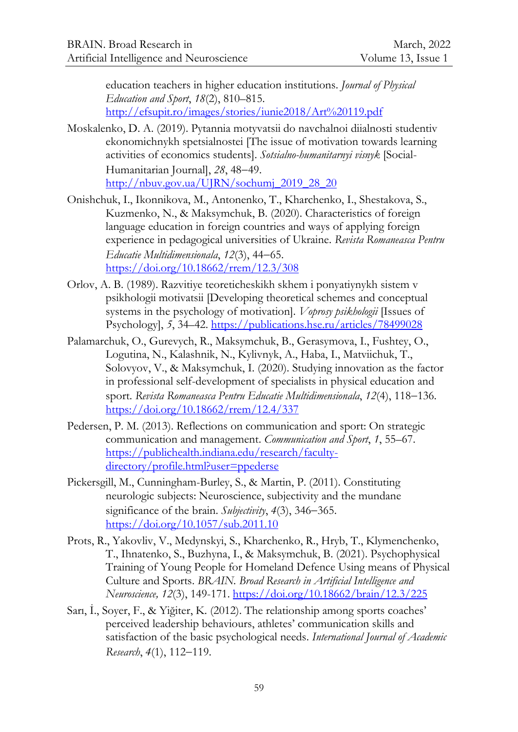education teachers in higher education institutions. *Journal of Physical Education and Sport*, *18*(2), 810–815. http://efsupit.ro/images/stories/iunie2018/Art%20119.pdf

Moskalenko, D. A. (2019). Pytannia motyvatsii do navchalnoi diialnosti studentiv ekonomichnykh spetsialnostei [The issue of motivation towards learning activities of economics students]. *Sotsialno-humanitarnyi visnyk* [Social-Humanitarian Journal], *28*, 48–49. http://nbuv.gov.ua/UJRN/sochumj_2019_28_20

Onishchuk, I., Ikonnikova, M., Antonenko, T., Kharchenko, I., Shestakova, S., Kuzmenko, N., & Maksymchuk, B. (2020). Characteristics of foreign language education in foreign countries and ways of applying foreign experience in pedagogical universities of Ukraine. *Revista Romaneasca Pentru Educatie Multidimensionala*, *12*(3), 44–65. https://doi.org/10.18662/rrem/12.3/308

Orlov, A. B. (1989). Razvitiye teoreticheskikh skhem i ponyatiynykh sistem v psikhologii motivatsii [Developing theoretical schemes and conceptual systems in the psychology of motivation]. *Voprosy psikhologii* [Issues of Psychology], *5*, 34–42. https://publications.hse.ru/articles/78499028

Palamarchuk, O., Gurevych, R., Maksymchuk, B., Gerasymova, I., Fushtey, O., Logutina, N., Kalashnik, N., Kylivnyk, A., Haba, I., Matviichuk, T., Solovyov, V., & Maksymchuk, I. (2020). Studying innovation as the factor in professional self-development of specialists in physical education and sport. *Revista Romaneasca Pentru Educatie Multidimensionala*, *12*(4), 118–136. https://doi.org/10.18662/rrem/12.4/337

Pedersen, P. M. (2013). Reflections on communication and sport: On strategic communication and management. *Communication and Sport*, *1*, 55–67. https://publichealth.indiana.edu/research/faculty-directory/profile.html?user=ppederse

Pickersgill, M., Cunningham-Burley, S., & Martin, P. (2011). Constituting neurologic subjects: Neuroscience, subjectivity and the mundane significance of the brain. *Subjectivity*, *4*(3), 346–365. https://doi.org/10.1057/sub.2011.10

Prots, R., Yakovliv, V., Medynskyi, S., Kharchenko, R., Hryb, T., Klymenchenko, T., Ihnatenko, S., Buzhyna, I., & Maksymchuk, B. (2021). Psychophysical Training of Young People for Homeland Defence Using means of Physical Culture and Sports. *BRAIN. Broad Research in Artificial Intelligence and Neuroscience, 12*(3), 149-171. https://doi.org/10.18662/brain/12.3/225

Sarı, İ., Soyer, F., & Yiğiter, K. (2012). The relationship among sports coaches' perceived leadership behaviours, athletes' communication skills and satisfaction of the basic psychological needs. *International Journal of Academic Research*, *4*(1), 112–119.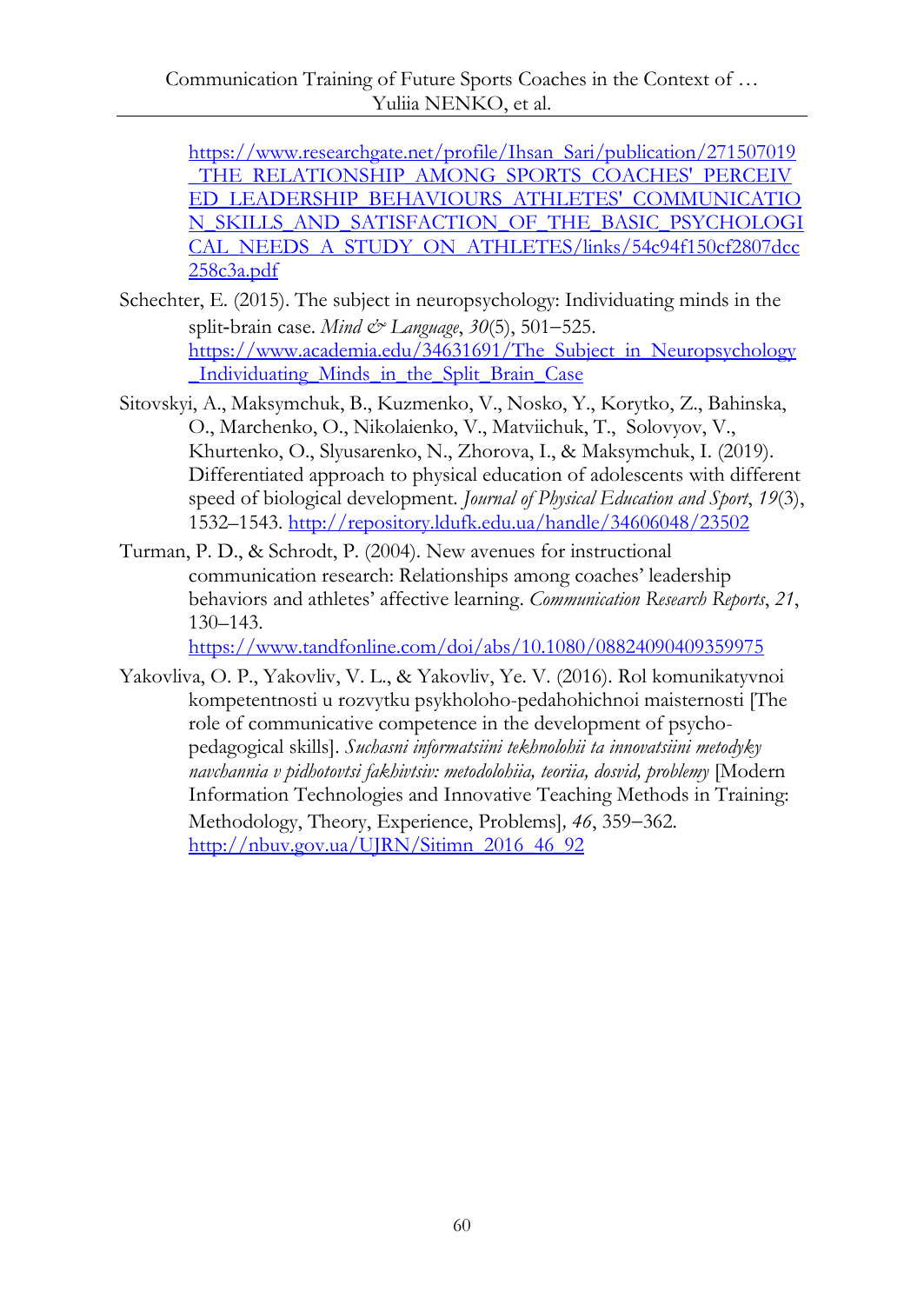https://www.researchgate.net/profile/Ihsan_Sari/publication/271507019_THE_RELATIONSHIP_AMONG_SPORTS_COACHES'_PERCEIVED_LEADERSHIP_BEHAVIOURS_ATHLETES'_COMMUNICATION_SKILLS_AND_SATISFACTION_OF_THE_BASIC_PSYCHOLOGICAL_NEEDS_A_STUDY_ON_ATHLETES/links/54c94f150cf2807dcc258c3a.pdf

Schechter, E. (2015). The subject in neuropsychology: Individuating minds in the split-brain case. *Mind & Language*, *30*(5), 501–525. https://www.academia.edu/34631691/The_Subject_in_Neuropsychology_Individuating_Minds_in_the_Split_Brain_Case

Sitovskyi, A., Maksymchuk, B., Kuzmenko, V., Nosko, Y., Korytko, Z., Bahinska, O., Marchenko, O., Nikolaienko, V., Matviichuk, T., Solovyov, V., Khurtenko, O., Slyusarenko, N., Zhorova, I., & Maksymchuk, I. (2019). Differentiated approach to physical education of adolescents with different speed of biological development. *Journal of Physical Education and Sport*, *19*(3), 1532–1543. http://repository.ldufk.edu.ua/handle/34606048/23502

Turman, P. D., & Schrodt, P. (2004). New avenues for instructional communication research: Relationships among coaches' leadership behaviors and athletes' affective learning. *Communication Research Reports*, *21*, 130–143. https://www.tandfonline.com/doi/abs/10.1080/08824090409359975

Yakovliva, O. P., Yakovliv, V. L., & Yakovliv, Ye. V. (2016). Rol komunikatyvnoi kompetentnosti u rozvytku psykholoho-pedahohichnoi maisternosti [The role of communicative competence in the development of psycho-pedagogical skills]. *Suchasni informatsiini tekhnolohii ta innovatsiini metodyky navchannia v pidhotovtsi fakhivtsiv: metodolohiia, teoriia, dosvid, problemy* [Modern Information Technologies and Innovative Teaching Methods in Training: Methodology, Theory, Experience, Problems], *46*, 359–362. http://nbuv.gov.ua/UJRN/Sitimn_2016_46_92